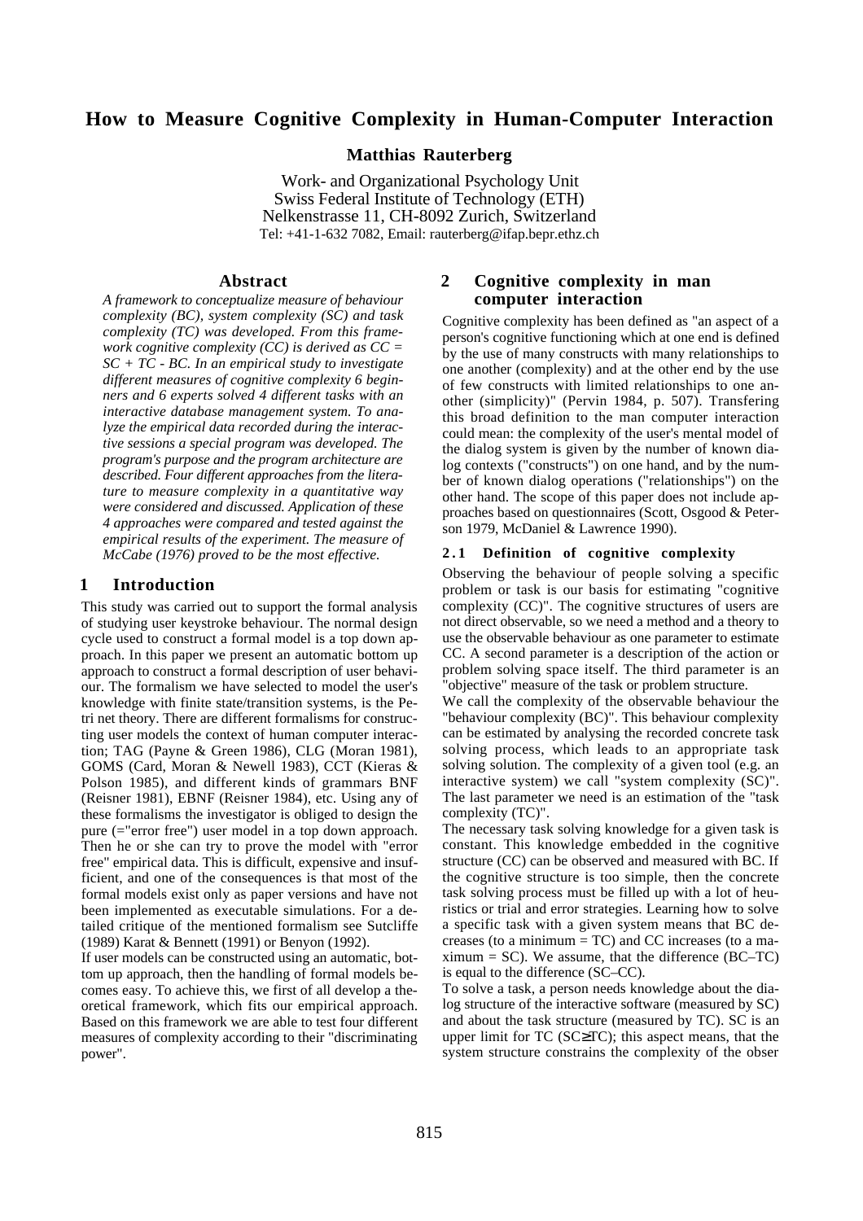# How to Measure Cognitive Complexity in Human-Computer Interaction

**Matthias Rauterberg**

Work- and Organizational Psychology Unit
Swiss Federal Institute of Technology (ETH)
Nelkenstrasse 11, CH-8092 Zurich, Switzerland
Tel: +41-1-632 7082, Email: rauterberg@ifap.bepr.ethz.ch

## Abstract

*A framework to conceptualize measure of behaviour complexity (BC), system complexity (SC) and task complexity (TC) was developed. From this framework cognitive complexity (CC) is derived as CC = SC + TC - BC. In an empirical study to investigate different measures of cognitive complexity 6 beginners and 6 experts solved 4 different tasks with an interactive database management system. To analyze the empirical data recorded during the interactive sessions a special program was developed. The program's purpose and the program architecture are described. Four different approaches from the literature to measure complexity in a quantitative way were considered and discussed. Application of these 4 approaches were compared and tested against the empirical results of the experiment. The measure of McCabe (1976) proved to be the most effective.*

## 1 Introduction

This study was carried out to support the formal analysis of studying user keystroke behaviour. The normal design cycle used to construct a formal model is a top down approach. In this paper we present an automatic bottom up approach to construct a formal description of user behaviour. The formalism we have selected to model the user's knowledge with finite state/transition systems, is the Petri net theory. There are different formalisms for constructing user models the context of human computer interaction; TAG (Payne & Green 1986), CLG (Moran 1981), GOMS (Card, Moran & Newell 1983), CCT (Kieras & Polson 1985), and different kinds of grammars BNF (Reisner 1981), EBNF (Reisner 1984), etc. Using any of these formalisms the investigator is obliged to design the pure (="error free") user model in a top down approach. Then he or she can try to prove the model with "error free" empirical data. This is difficult, expensive and insufficient, and one of the consequences is that most of the formal models exist only as paper versions and have not been implemented as executable simulations. For a detailed critique of the mentioned formalism see Sutcliffe (1989) Karat & Bennett (1991) or Benyon (1992).

If user models can be constructed using an automatic, bottom up approach, then the handling of formal models becomes easy. To achieve this, we first of all develop a theoretical framework, which fits our empirical approach. Based on this framework we are able to test four different measures of complexity according to their "discriminating power".

## 2 Cognitive complexity in man computer interaction

Cognitive complexity has been defined as "an aspect of a person's cognitive functioning which at one end is defined by the use of many constructs with many relationships to one another (complexity) and at the other end by the use of few constructs with limited relationships to one another (simplicity)" (Pervin 1984, p. 507). Transfering this broad definition to the man computer interaction could mean: the complexity of the user's mental model of the dialog system is given by the number of known dialog contexts ("constructs") on one hand, and by the number of known dialog operations ("relationships") on the other hand. The scope of this paper does not include approaches based on questionnaires (Scott, Osgood & Peterson 1979, McDaniel & Lawrence 1990).

### 2.1 Definition of cognitive complexity

Observing the behaviour of people solving a specific problem or task is our basis for estimating "cognitive complexity (CC)". The cognitive structures of users are not direct observable, so we need a method and a theory to use the observable behaviour as one parameter to estimate CC. A second parameter is a description of the action or problem solving space itself. The third parameter is an "objective" measure of the task or problem structure.

We call the complexity of the observable behaviour the "behaviour complexity (BC)". This behaviour complexity can be estimated by analysing the recorded concrete task solving process, which leads to an appropriate task solving solution. The complexity of a given tool (e.g. an interactive system) we call "system complexity (SC)". The last parameter we need is an estimation of the "task complexity (TC)".

The necessary task solving knowledge for a given task is constant. This knowledge embedded in the cognitive structure (CC) can be observed and measured with BC. If the cognitive structure is too simple, then the concrete task solving process must be filled up with a lot of heuristics or trial and error strategies. Learning how to solve a specific task with a given system means that BC decreases (to a minimum = TC) and CC increases (to a maximum = SC). We assume, that the difference (BC–TC) is equal to the difference (SC–CC).

To solve a task, a person needs knowledge about the dialog structure of the interactive software (measured by SC) and about the task structure (measured by TC). SC is an upper limit for TC (SC≥TC); this aspect means, that the system structure constrains the complexity of the obser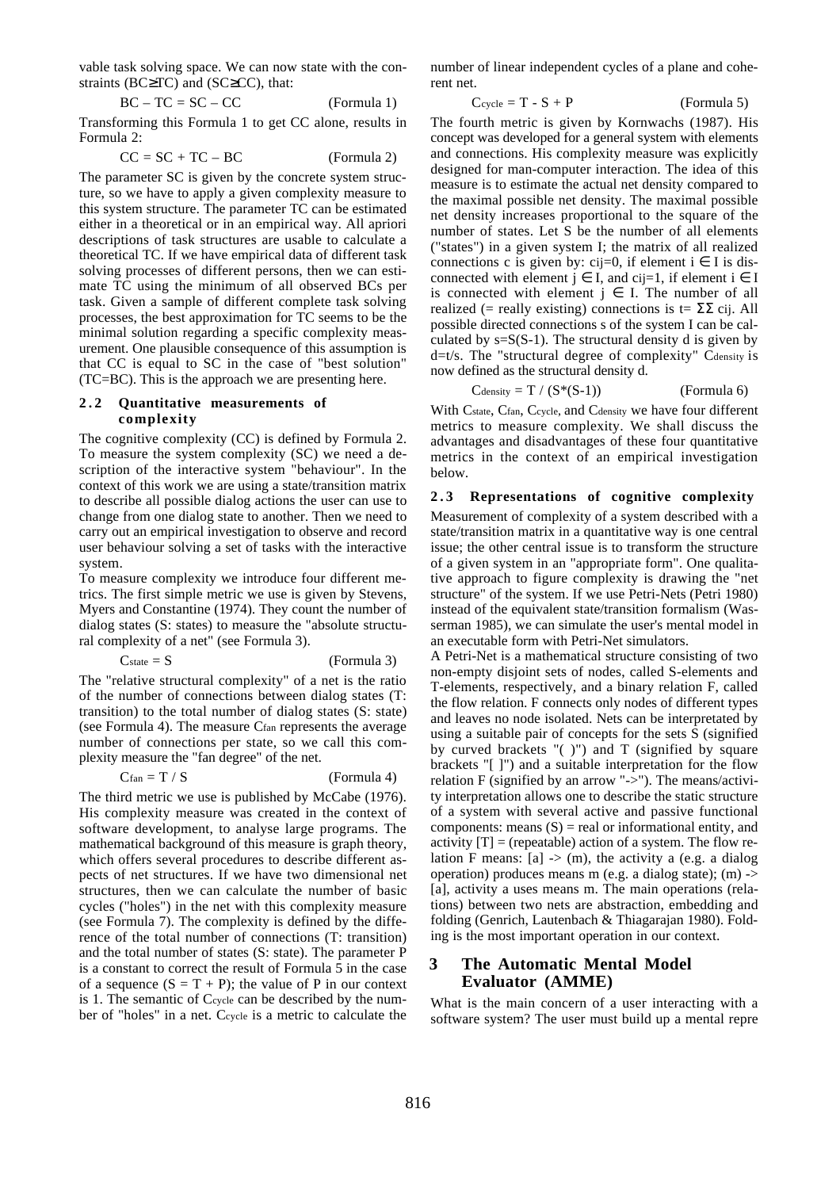vable task solving space. We can now state with the constraints (BC≥TC) and (SC≥CC), that:

$$BC - TC = SC - CC \qquad \text{(Formula 1)}$$

Transforming this Formula 1 to get CC alone, results in Formula 2:

$$CC = SC + TC - BC \qquad \text{(Formula 2)}$$

The parameter SC is given by the concrete system structure, so we have to apply a given complexity measure to this system structure. The parameter TC can be estimated either in a theoretical or in an empirical way. All apriori descriptions of task structures are usable to calculate a theoretical TC. If we have empirical data of different task solving processes of different persons, then we can estimate TC using the minimum of all observed BCs per task. Given a sample of different complete task solving processes, the best approximation for TC seems to be the minimal solution regarding a specific complexity measurement. One plausible consequence of this assumption is that CC is equal to SC in the case of "best solution" (TC=BC). This is the approach we are presenting here.

### 2.2 Quantitative measurements of complexity

The cognitive complexity (CC) is defined by Formula 2. To measure the system complexity (SC) we need a description of the interactive system "behaviour". In the context of this work we are using a state/transition matrix to describe all possible dialog actions the user can use to change from one dialog state to another. Then we need to carry out an empirical investigation to observe and record user behaviour solving a set of tasks with the interactive system.

To measure complexity we introduce four different metrics. The first simple metric we use is given by Stevens, Myers and Constantine (1974). They count the number of dialog states (S: states) to measure the "absolute structural complexity of a net" (see Formula 3).

$$C_{state} = S \qquad \text{(Formula 3)}$$

The "relative structural complexity" of a net is the ratio of the number of connections between dialog states (T: transition) to the total number of dialog states (S: state) (see Formula 4). The measure $C_{fan}$ represents the average number of connections per state, so we call this complexity measure the "fan degree" of the net.

$$C_{fan} = T / S \qquad \text{(Formula 4)}$$

The third metric we use is published by McCabe (1976). His complexity measure was created in the context of software development, to analyse large programs. The mathematical background of this measure is graph theory, which offers several procedures to describe different aspects of net structures. If we have two dimensional net structures, then we can calculate the number of basic cycles ("holes") in the net with this complexity measure (see Formula 7). The complexity is defined by the difference of the total number of connections (T: transition) and the total number of states (S: state). The parameter P is a constant to correct the result of Formula 5 in the case of a sequence $(S = T + P)$; the value of P in our context is 1. The semantic of $C_{cycle}$ can be described by the number of "holes" in a net. $C_{cycle}$ is a metric to calculate the number of linear independent cycles of a plane and coherent net.

$$C_{cycle} = T - S + P \qquad \text{(Formula 5)}$$

The fourth metric is given by Kornwachs (1987). His concept was developed for a general system with elements and connections. His complexity measure was explicitly designed for man-computer interaction. The idea of this measure is to estimate the actual net density compared to the maximal possible net density. The maximal possible net density increases proportional to the square of the number of states. Let S be the number of all elements ("states") in a given system I; the matrix of all realized connections c is given by: $c_{ij}=0$, if element $i \in I$ is disconnected with element $j \in I$, and $c_{ij}=1$, if element $i \in I$ is connected with element $j \in I$. The number of all realized (= really existing) connections is $t= \Sigma\Sigma\, c_{ij}$. All possible directed connections s of the system I can be calculated by $s=S(S-1)$. The structural density d is given by $d=t/s$. The "structural degree of complexity" $C_{density}$ is now defined as the structural density d.

$$C_{density} = T / (S*(S-1)) \qquad \text{(Formula 6)}$$

With $C_{state}$, $C_{fan}$, $C_{cycle}$, and $C_{density}$ we have four different metrics to measure complexity. We shall discuss the advantages and disadvantages of these four quantitative metrics in the context of an empirical investigation below.

### 2.3 Representations of cognitive complexity

Measurement of complexity of a system described with a state/transition matrix in a quantitative way is one central issue; the other central issue is to transform the structure of a given system in an "appropriate form". One qualitative approach to figure complexity is drawing the "net structure" of the system. If we use Petri-Nets (Petri 1980) instead of the equivalent state/transition formalism (Wasserman 1985), we can simulate the user's mental model in an executable form with Petri-Net simulators.

A Petri-Net is a mathematical structure consisting of two non-empty disjoint sets of nodes, called S-elements and T-elements, respectively, and a binary relation F, called the flow relation. F connects only nodes of different types and leaves no node isolated. Nets can be interpretated by using a suitable pair of concepts for the sets S (signified by curved brackets "( )") and T (signified by square brackets "[ ]") and a suitable interpretation for the flow relation F (signified by an arrow "->"). The means/activity interpretation allows one to describe the static structure of a system with several active and passive functional components: means (S) = real or informational entity, and activity [T] = (repeatable) action of a system. The flow relation F means: [a] -> (m), the activity a (e.g. a dialog operation) produces means m (e.g. a dialog state); (m) -> [a], activity a uses means m. The main operations (relations) between two nets are abstraction, embedding and folding (Genrich, Lautenbach & Thiagarajan 1980). Folding is the most important operation in our context.

## 3 The Automatic Mental Model Evaluator (AMME)

What is the main concern of a user interacting with a software system? The user must build up a mental repre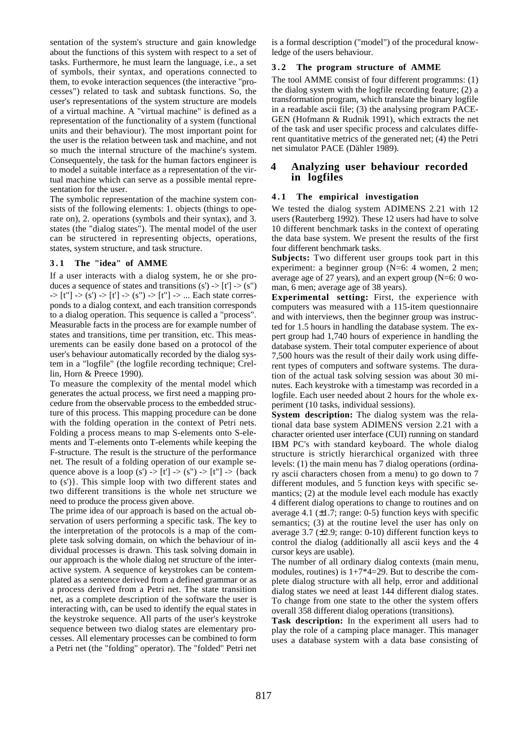sentation of the system's structure and gain knowledge about the functions of this system with respect to a set of tasks. Furthermore, he must learn the language, i.e., a set of symbols, their syntax, and operations connected to them, to evoke interaction sequences (the interactive "processes") related to task and subtask functions. So, the user's representations of the system structure are models of a virtual machine. A "virtual machine" is defined as a representation of the functionality of a system (functional units and their behaviour). The most important point for the user is the relation between task and machine, and not so much the internal structure of the machine's system. Consequentely, the task for the human factors engineer is to model a suitable interface as a representation of the virtual machine which can serve as a possible mental representation for the user.

The symbolic representation of the machine system consists of the following elements: 1. objects (things to operate on), 2. operations (symbols and their syntax), and 3. states (the "dialog states"). The mental model of the user can be structered in representing objects, operations, states, system structure, and task structure.

### 3.1 The "idea" of AMME

If a user interacts with a dialog system, he or she produces a sequence of states and transitions (s') -> [t'] -> (s") -> [t"] -> (s') -> [t'] -> (s") -> [t"] -> ... Each state corresponds to a dialog context, and each transition corresponds to a dialog operation. This sequence is called a "process". Measurable facts in the process are for example number of states and transitions, time per transition, etc. This measurements can be easily done based on a protocol of the user's behaviour automatically recorded by the dialog system in a "logfile" (the logfile recording technique; Crellin, Horn & Preece 1990).

To measure the complexity of the mental model which generates the actual process, we first need a mapping procedure from the observable process to the embedded structure of this process. This mapping procedure can be done with the folding operation in the context of Petri nets. Folding a process means to map S-elements onto S-elements and T-elements onto T-elements while keeping the F-structure. The result is the structure of the performance net. The result of a folding operation of our example sequence above is a loop (s') -> [t'] -> (s") -> [t"] -> {back to (s')}. This simple loop with two different states and two different transitions is the whole net structure we need to produce the process given above.

The prime idea of our approach is based on the actual observation of users performing a specific task. The key to the interpretation of the protocols is a map of the complete task solving domain, on which the behaviour of individual processes is drawn. This task solving domain in our approach is the whole dialog net structure of the interactive system. A sequence of keystrokes can be contemplated as a sentence derived from a defined grammar or as a process derived from a Petri net. The state transition net, as a complete description of the software the user is interacting with, can be used to identify the equal states in the keystroke sequence. All parts of the user's keystroke sequence between two dialog states are elementary processes. All elementary processes can be combined to form a Petri net (the "folding" operator). The "folded" Petri net is a formal description ("model") of the procedural knowledge of the users behaviour.

### 3.2 The program structure of AMME

The tool AMME consist of four different programms: (1) the dialog system with the logfile recording feature; (2) a transformation program, which translate the binary logfile in a readable ascii file; (3) the analysing program PACE-GEN (Hofmann & Rudnik 1991), which extracts the net of the task and user specific process and calculates different quantitative metrics of the generated net; (4) the Petri net simulator PACE (Dähler 1989).

## 4 Analyzing user behaviour recorded in logfiles

### 4.1 The empirical investigation

We tested the dialog system ADIMENS 2.21 with 12 users (Rauterberg 1992). These 12 users had have to solve 10 different benchmark tasks in the context of operating the data base system. We present the results of the first four different benchmark tasks.

**Subjects:** Two different user groups took part in this experiment: a beginner group (N=6: 4 women, 2 men; average age of 27 years), and an expert group (N=6: 0 woman, 6 men; average age of 38 years).

**Experimental setting:** First, the experience with computers was measured with a 115-item questionnaire and with interviews, then the beginner group was instructed for 1.5 hours in handling the database system. The expert group had 1,740 hours of experience in handling the database system. Their total computer experience of about 7,500 hours was the result of their daily work using different types of computers and software systems. The duration of the actual task solving session was about 30 minutes. Each keystroke with a timestamp was recorded in a logfile. Each user needed about 2 hours for the whole experiment (10 tasks, individual sessions).

**System description:** The dialog system was the relational data base system ADIMENS version 2.21 with a character oriented user interface (CUI) running on standard IBM PC's with standard keyboard. The whole dialog structure is strictly hierarchical organized with three levels: (1) the main menu has 7 dialog operations (ordinary ascii characters chosen from a menu) to go down to 7 different modules, and 5 function keys with specific semantics; (2) at the module level each module has exactly 4 different dialog operations to change to routines and on average 4.1 (±1.7; range: 0-5) function keys with specific semantics; (3) at the routine level the user has only on average 3.7 (±2.9; range: 0-10) different function keys to control the dialog (additionally all ascii keys and the 4 cursor keys are usable).

The number of all ordinary dialog contexts (main menu, modules, routines) is 1+7*4=29. But to describe the complete dialog structure with all help, error and additional dialog states we need at least 144 different dialog states. To change from one state to the other the system offers overall 358 different dialog operations (transitions).

**Task description:** In the experiment all users had to play the role of a camping place manager. This manager uses a database system with a data base consisting of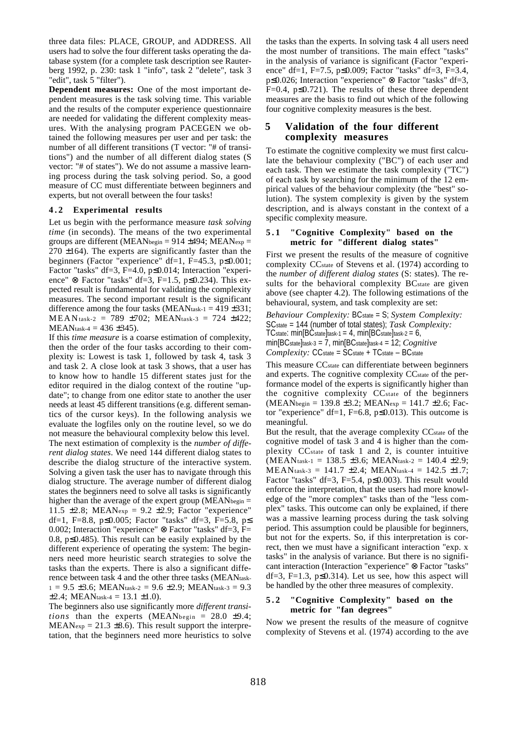three data files: PLACE, GROUP, and ADDRESS. All users had to solve the four different tasks operating the database system (for a complete task description see Rauterberg 1992, p. 230: task 1 "info", task 2 "delete", task 3 "edit", task 5 "filter").

**Dependent measures:** One of the most important dependent measures is the task solving time. This variable and the results of the computer experience questionnaire are needed for validating the different complexity measures. With the analysing program PACEGEN we obtained the following measures per user and per task: the number of all different transitions (T vector: "# of transitions") and the number of all different dialog states (S vector: "# of states"). We do not assume a massive learning process during the task solving period. So, a good measure of CC must differentiate between beginners and experts, but not overall between the four tasks!

### 4.2 Experimental results

Let us begin with the performance measure *task solving time* (in seconds). The means of the two experimental groups are different ($MEAN_{begin}$ = 914 ±494; $MEAN_{exp}$ = 270 ±164). The experts are significantly faster than the beginners (Factor "experience" df=1, F=45.3, p≤0.001; Factor "tasks" df=3, F=4.0, p≤0.014; Interaction "experience" ⊗ Factor "tasks" df=3, F=1.5, p≤0.234). This expected result is fundamental for validating the complexity measures. The second important result is the significant difference among the four tasks ($MEAN_{task-1}$ = 419 ±331; $MEAN_{task-2}$ = 789 ±702; $MEAN_{task-3}$ = 724 ±422; $MEAN_{task-4}$ = 436 ±345).

If this *time measure* is a coarse estimation of complexity, then the order of the four tasks according to their complexity is: Lowest is task 1, followed by task 4, task 3 and task 2. A close look at task 3 shows, that a user has to know how to handle 15 different states just for the editor required in the dialog context of the routine "update"; to change from one editor state to another the user needs at least 45 different transitions (e.g. different semantics of the cursor keys). In the following analysis we evaluate the logfiles only on the routine level, so we do not measure the behavioural complexity below this level.

The next estimation of complexity is the *number of different dialog states*. We need 144 different dialog states to describe the dialog structure of the interactive system. Solving a given task the user has to navigate through this dialog structure. The average number of different dialog states the beginners need to solve all tasks is significantly higher than the average of the expert group ($MEAN_{begin}$ = 11.5 ±2.8; $MEAN_{exp}$ = 9.2 ±2.9; Factor "experience" df=1, F=8.8, p≤0.005; Factor "tasks" df=3, F=5.8, p≤ 0.002; Interaction "experience" ⊗ Factor "tasks" df=3, F= 0.8, p≤0.485). This result can be easily explained by the different experience of operating the system: The beginners need more heuristic search strategies to solve the tasks than the experts. There is also a significant difference between task 4 and the other three tasks ($MEAN_{task-1}$ = 9.5 ±3.6; $MEAN_{task-2}$ = 9.6 ±2.9; $MEAN_{task-3}$ = 9.3 ±2.4; $MEAN_{task-4}$ = 13.1 ±1.0).

The beginners also use significantly more *different transitions* than the experts ($MEAN_{begin}$ = 28.0 ±9.4; $MEAN_{exp}$ = 21.3 ±8.6). This result support the interpretation, that the beginners need more heuristics to solve the tasks than the experts. In solving task 4 all users need the most number of transitions. The main effect "tasks" in the analysis of variance is significant (Factor "experience" df=1, F=7.5, p≤0.009; Factor "tasks" df=3, F=3.4, p≤0.026; Interaction "experience" ⊗ Factor "tasks" df=3, F=0.4, p≤0.721). The results of these three dependent measures are the basis to find out which of the following four cognitive complexity measures is the best.

## 5 Validation of the four different complexity measures

To estimate the cognitive complexity we must first calculate the behaviour complexity ("BC") of each user and each task. Then we estimate the task complexity ("TC") of each task by searching for the minimum of the 12 empirical values of the behaviour complexity (the "best" solution). The system complexity is given by the system description, and is always constant in the context of a specific complexity measure.

### 5.1 "Cognitive Complexity" based on the metric for "different dialog states"

First we present the results of the measure of cognitive complexity $CC_{state}$ of Stevens et al. (1974) according to the *number of different dialog states* (S: states). The results for the behavioral complexity $BC_{state}$ are given above (see chapter 4.2). The following estimations of the behavioural, system, and task complexity are set:

*Behaviour Complexity:* $BC_{state}$ = S; *System Complexity:* $SC_{state}$ = 144 (number of total states); *Task Complexity:* $TC_{state}$: $\min[BC_{state}]_{task-1}$ = 4, $\min[BC_{state}]_{task-2}$ = 6, $\min[BC_{state}]_{task-3}$ = 7, $\min[BC_{state}]_{task-4}$ = 12; *Cognitive Complexity:* $CC_{state} = SC_{state} + TC_{state} - BC_{state}$

This measure $CC_{state}$ can differentiate between beginners and experts. The cognitive complexity $CC_{state}$ of the performance model of the experts is significantly higher than the cognitive complexity $CC_{state}$ of the beginners ($MEAN_{begin}$ = 139.8 ±3.2; $MEAN_{exp}$ = 141.7 ±2.6; Factor "experience" df=1, F=6.8, p≤0.013). This outcome is meaningful.

But the result, that the average complexity $CC_{state}$ of the cognitive model of task 3 and 4 is higher than the complexity $CC_{state}$ of task 1 and 2, is counter intuitive ($MEAN_{task-1}$ = 138.5 ±3.6; $MEAN_{task-2}$ = 140.4 ±2.9; $MEAN_{task-3}$ = 141.7 ±2.4; $MEAN_{task-4}$ = 142.5 ±1.7; Factor "tasks" df=3, F=5.4, p≤0.003). This result would enforce the interpretation, that the users had more knowledge of the "more complex" tasks than of the "less complex" tasks. This outcome can only be explained, if there was a massive learning process during the task solving period. This assumption could be plausible for beginners, but not for the experts. So, if this interpretation is correct, then we must have a significant interaction "exp. x tasks" in the analysis of variance. But there is no significant interaction (Interaction "experience" ⊗ Factor "tasks" df=3, F=1.3, p≤0.314). Let us see, how this aspect will be handled by the other three measures of complexity.

### 5.2 "Cognitive Complexity" based on the metric for "fan degrees"

Now we present the results of the measure of cognitve complexity of Stevens et al. (1974) according to the ave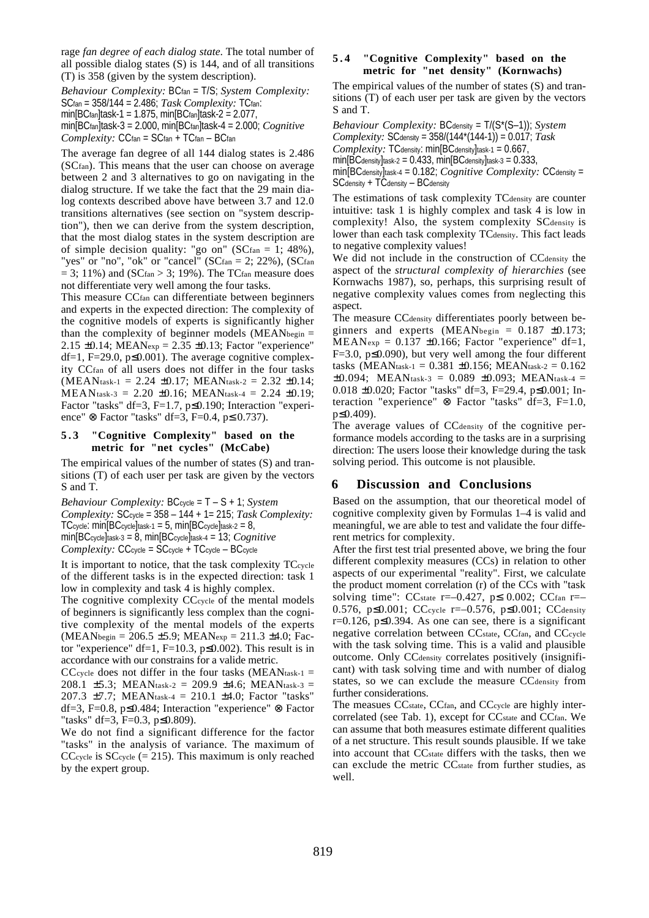rage *fan degree of each dialog state*. The total number of all possible dialog states (S) is 144, and of all transitions (T) is 358 (given by the system description).

*Behaviour Complexity:* $BC_{fan} = T/S$; *System Complexity:* $SC_{fan} = 358/144 = 2.486$; *Task Complexity:* $TC_{fan}$: $\min[BC_{fan}]_{task-1} = 1.875$, $\min[BC_{fan}]_{task-2} = 2.077$, $\min[BC_{fan}]_{task-3} = 2.000$, $\min[BC_{fan}]_{task-4} = 2.000$; *Cognitive Complexity:* $CC_{fan} = SC_{fan} + TC_{fan} - BC_{fan}$

The average fan degree of all 144 dialog states is 2.486 ($SC_{fan}$). This means that the user can choose on average between 2 and 3 alternatives to go on navigating in the dialog structure. If we take the fact that the 29 main dialog contexts described above have between 3.7 and 12.0 transitions alternatives (see section on "system description"), then we can derive from the system description, that the most dialog states in the system description are of simple decision quality: "go on" ($SC_{fan} = 1$; 48%), "yes" or "no", "ok" or "cancel" ($SC_{fan} = 2$; 22%), ($SC_{fan} = 3$; 11%) and ($SC_{fan} > 3$; 19%). The $TC_{fan}$ measure does not differentiate very well among the four tasks.

This measure $CC_{fan}$ can differentiate between beginners and experts in the expected direction: The complexity of the cognitive models of experts is significantly higher than the complexity of beginner models ($MEAN_{begin} = 2.15 \pm 0.14$; $MEAN_{exp} = 2.35 \pm 0.13$; Factor "experience" df=1, F=29.0, $p \leq 0.001$). The average cognitive complexity $CC_{fan}$ of all users does not differ in the four tasks ($MEAN_{task-1} = 2.24 \pm 0.17$; $MEAN_{task-2} = 2.32 \pm 0.14$; $MEAN_{task-3} = 2.20 \pm 0.16$; $MEAN_{task-4} = 2.24 \pm 0.19$; Factor "tasks" df=3, F=1.7, $p \leq 0.190$; Interaction "experience" ⊗ Factor "tasks" df=3, F=0.4, $p \leq 0.737$).

### 5.3 "Cognitive Complexity" based on the metric for "net cycles" (McCabe)

The empirical values of the number of states (S) and transitions (T) of each user per task are given by the vectors S and T.

*Behaviour Complexity:* $BC_{cycle} = T - S + 1$; *System Complexity:* $SC_{cycle} = 358 - 144 + 1 = 215$; *Task Complexity:* $TC_{cycle}$: $\min[BC_{cycle}]_{task-1} = 5$, $\min[BC_{cycle}]_{task-2} = 8$, $\min[BC_{cycle}]_{task-3} = 8$, $\min[BC_{cycle}]_{task-4} = 13$; *Cognitive Complexity:* $CC_{cycle} = SC_{cycle} + TC_{cycle} - BC_{cycle}$

It is important to notice, that the task complexity $TC_{cycle}$ of the different tasks is in the expected direction: task 1 low in complexity and task 4 is highly complex.

The cognitive complexity $CC_{cycle}$ of the mental models of beginners is significantly less complex than the cognitive complexity of the mental models of the experts ($MEAN_{begin} = 206.5 \pm 5.9$; $MEAN_{exp} = 211.3 \pm 4.0$; Factor "experience" df=1, F=10.3, $p \leq 0.002$). This result is in accordance with our constrains for a valide metric.

$CC_{cycle}$ does not differ in the four tasks ($MEAN_{task-1} = 208.1 \pm 5.3$; $MEAN_{task-2} = 209.9 \pm 4.6$; $MEAN_{task-3} = 207.3 \pm 7.7$; $MEAN_{task-4} = 210.1 \pm 4.0$; Factor "tasks" df=3, F=0.8, $p \leq 0.484$; Interaction "experience" ⊗ Factor "tasks" df=3, F=0.3, $p \leq 0.809$).

We do not find a significant difference for the factor "tasks" in the analysis of variance. The maximum of $CC_{cycle}$ is $SC_{cycle}$ (= 215). This maximum is only reached by the expert group.

### 5.4 "Cognitive Complexity" based on the metric for "net density" (Kornwachs)

The empirical values of the number of states (S) and transitions (T) of each user per task are given by the vectors S and T.

*Behaviour Complexity:* $BC_{density} = T/(S*(S-1))$; *System Complexity:* $SC_{density} = 358/(144*(144-1)) = 0.017$; *Task Complexity:* $TC_{density}$: $\min[BC_{density}]_{task-1} = 0.667$, $\min[BC_{density}]_{task-2} = 0.433$, $\min[BC_{density}]_{task-3} = 0.333$, $\min[BC_{density}]_{task-4} = 0.182$; *Cognitive Complexity:* $CC_{density} = SC_{density} + TC_{density} - BC_{density}$

The estimations of task complexity $TC_{density}$ are counter intuitive: task 1 is highly complex and task 4 is low in complexity! Also, the system complexity $SC_{density}$ is lower than each task complexity $TC_{density}$. This fact leads to negative complexity values!

We did not include in the construction of $CC_{density}$ the aspect of the *structural complexity of hierarchies* (see Kornwachs 1987), so, perhaps, this surprising result of negative complexity values comes from neglecting this aspect.

The measure $CC_{density}$ differentiates poorly between beginners and experts ($MEAN_{begin} = 0.187 \pm 0.173$; $MEAN_{exp} = 0.137 \pm 0.166$; Factor "experience" df=1, F=3.0, $p \leq 0.090$), but very well among the four different tasks ($MEAN_{task-1} = 0.381 \pm 0.156$; $MEAN_{task-2} = 0.162 \pm 0.094$; $MEAN_{task-3} = 0.089 \pm 0.093$; $MEAN_{task-4} = 0.018 \pm 0.020$; Factor "tasks" df=3, F=29.4, $p \leq 0.001$; Interaction "experience" ⊗ Factor "tasks" df=3, F=1.0, $p \leq 0.409$).

The average values of $CC_{density}$ of the cognitive performance models according to the tasks are in a surprising direction: The users loose their knowledge during the task solving period. This outcome is not plausible.

## 6 Discussion and Conclusions

Based on the assumption, that our theoretical model of cognitive complexity given by Formulas 1–4 is valid and meaningful, we are able to test and validate the four different metrics for complexity.

After the first test trial presented above, we bring the four different complexity measures (CCs) in relation to other aspects of our experimental "reality". First, we calculate the product moment correlation (r) of the CCs with "task solving time": $CC_{state}$ r=–0.427, $p \leq 0.002$; $CC_{fan}$ r=–0.576, $p \leq 0.001$; $CC_{cycle}$ r=–0.576, $p \leq 0.001$; $CC_{density}$ r=0.126, $p \leq 0.394$. As one can see, there is a significant negative correlation between $CC_{state}$, $CC_{fan}$, and $CC_{cycle}$ with the task solving time. This is a valid and plausible outcome. Only $CC_{density}$ correlates positively (insignificant) with task solving time and with number of dialog states, so we can exclude the measure $CC_{density}$ from further considerations.

The measues $CC_{state}$, $CC_{fan}$, and $CC_{cycle}$ are highly intercorrelated (see Tab. 1), except for $CC_{state}$ and $CC_{fan}$. We can assume that both measures estimate different qualities of a net structure. This result sounds plausible. If we take into account that $CC_{state}$ differs with the tasks, then we can exclude the metric $CC_{state}$ from further studies, as well.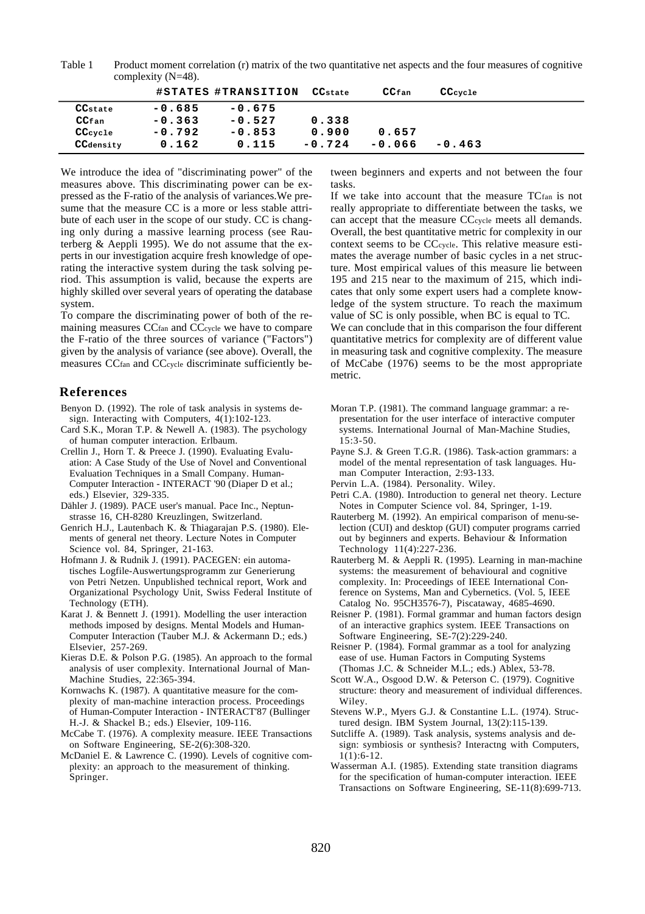Table 1 Product moment correlation (r) matrix of the two quantitative net aspects and the four measures of cognitive complexity (N=48).

| | #STATES | #TRANSITION | $CC_{state}$ | $CC_{fan}$ | $CC_{cycle}$ |
|---|---|---|---|---|---|
| $CC_{state}$ | -0.685 | -0.675 | | | |
| $CC_{fan}$ | -0.363 | -0.527 | 0.338 | | |
| $CC_{cycle}$ | -0.792 | -0.853 | 0.900 | 0.657 | |
| $CC_{density}$ | 0.162 | 0.115 | -0.724 | -0.066 | -0.463 |

We introduce the idea of "discriminating power" of the measures above. This discriminating power can be expressed as the F-ratio of the analysis of variances.We presume that the measure CC is a more or less stable attribute of each user in the scope of our study. CC is changing only during a massive learning process (see Rauterberg & Aeppli 1995). We do not assume that the experts in our investigation acquire fresh knowledge of operating the interactive system during the task solving period. This assumption is valid, because the experts are highly skilled over several years of operating the database system.

To compare the discriminating power of both of the remaining measures $CC_{fan}$ and $CC_{cycle}$ we have to compare the F-ratio of the three sources of variance ("Factors") given by the analysis of variance (see above). Overall, the measures $CC_{fan}$ and $CC_{cycle}$ discriminate sufficiently between beginners and experts and not between the four tasks.

If we take into account that the measure $TC_{fan}$ is not really appropriate to differentiate between the tasks, we can accept that the measure $CC_{cycle}$ meets all demands. Overall, the best quantitative metric for complexity in our context seems to be $CC_{cycle}$. This relative measure estimates the average number of basic cycles in a net structure. Most empirical values of this measure lie between 195 and 215 near to the maximum of 215, which indicates that only some expert users had a complete knowledge of the system structure. To reach the maximum value of SC is only possible, when BC is equal to TC.

We can conclude that in this comparison the four different quantitative metrics for complexity are of different value in measuring task and cognitive complexity. The measure of McCabe (1976) seems to be the most appropriate metric.

## References

Benyon D. (1992). The role of task analysis in systems design. Interacting with Computers, 4(1):102-123.

Card S.K., Moran T.P. & Newell A. (1983). The psychology of human computer interaction. Erlbaum.

Crellin J., Horn T. & Preece J. (1990). Evaluating Evaluation: A Case Study of the Use of Novel and Conventional Evaluation Techniques in a Small Company. Human-Computer Interaction - INTERACT '90 (Diaper D et al.; eds.) Elsevier, 329-335.

Dähler J. (1989). PACE user's manual. Pace Inc., Neptunstrasse 16, CH-8280 Kreuzlingen, Switzerland.

Genrich H.J., Lautenbach K. & Thiagarajan P.S. (1980). Elements of general net theory. Lecture Notes in Computer Science vol. 84, Springer, 21-163.

Hofmann J. & Rudnik J. (1991). PACEGEN: ein automatisches Logfile-Auswertungsprogramm zur Generierung von Petri Netzen. Unpublished technical report, Work and Organizational Psychology Unit, Swiss Federal Institute of Technology (ETH).

Karat J. & Bennett J. (1991). Modelling the user interaction methods imposed by designs. Mental Models and Human-Computer Interaction (Tauber M.J. & Ackermann D.; eds.) Elsevier, 257-269.

Kieras D.E. & Polson P.G. (1985). An approach to the formal analysis of user complexity. International Journal of Man-Machine Studies, 22:365-394.

Kornwachs K. (1987). A quantitative measure for the complexity of man-machine interaction process. Proceedings of Human-Computer Interaction - INTERACT'87 (Bullinger H.-J. & Shackel B.; eds.) Elsevier, 109-116.

McCabe T. (1976). A complexity measure. IEEE Transactions on Software Engineering, SE-2(6):308-320.

McDaniel E. & Lawrence C. (1990). Levels of cognitive complexity: an approach to the measurement of thinking. Springer.

Moran T.P. (1981). The command language grammar: a representation for the user interface of interactive computer systems. International Journal of Man-Machine Studies, 15:3-50.

Payne S.J. & Green T.G.R. (1986). Task-action grammars: a model of the mental representation of task languages. Human Computer Interaction, 2:93-133.

Pervin L.A. (1984). Personality. Wiley.

Petri C.A. (1980). Introduction to general net theory. Lecture Notes in Computer Science vol. 84, Springer, 1-19.

Rauterberg M. (1992). An empirical comparison of menu-selection (CUI) and desktop (GUI) computer programs carried out by beginners and experts. Behaviour & Information Technology 11(4):227-236.

Rauterberg M. & Aeppli R. (1995). Learning in man-machine systems: the measurement of behavioural and cognitive complexity. In: Proceedings of IEEE International Conference on Systems, Man and Cybernetics. (Vol. 5, IEEE Catalog No. 95CH3576-7), Piscataway, 4685-4690.

Reisner P. (1981). Formal grammar and human factors design of an interactive graphics system. IEEE Transactions on Software Engineering, SE-7(2):229-240.

Reisner P. (1984). Formal grammar as a tool for analyzing ease of use. Human Factors in Computing Systems (Thomas J.C. & Schneider M.L.; eds.) Ablex, 53-78.

Scott W.A., Osgood D.W. & Peterson C. (1979). Cognitive structure: theory and measurement of individual differences. Wiley.

Stevens W.P., Myers G.J. & Constantine L.L. (1974). Structured design. IBM System Journal, 13(2):115-139.

Sutcliffe A. (1989). Task analysis, systems analysis and design: symbiosis or synthesis? Interactng with Computers, 1(1):6-12.

Wasserman A.I. (1985). Extending state transition diagrams for the specification of human-computer interaction. IEEE Transactions on Software Engineering, SE-11(8):699-713.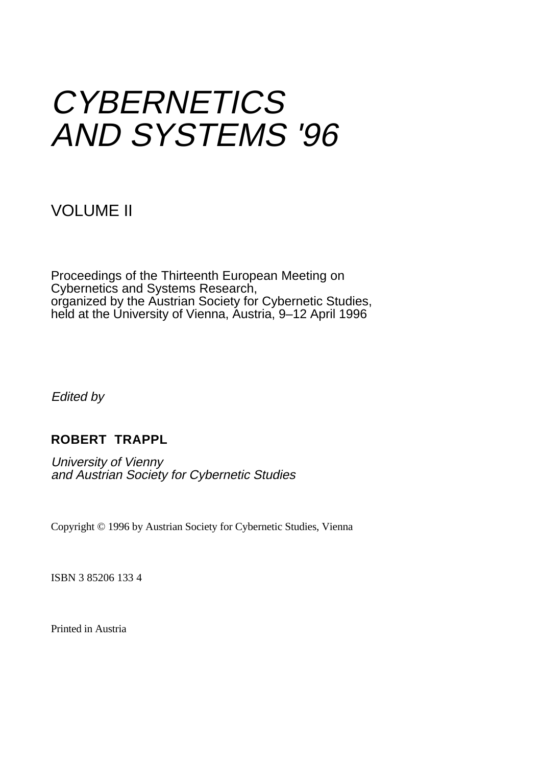# *CYBERNETICS AND SYSTEMS '96*

## VOLUME II

Proceedings of the Thirteenth European Meeting on
Cybernetics and Systems Research,
organized by the Austrian Society for Cybernetic Studies,
held at the University of Vienna, Austria, 9–12 April 1996

*Edited by*

**ROBERT TRAPPL**

*University of Vienny*
*and Austrian Society for Cybernetic Studies*

Copyright © 1996 by Austrian Society for Cybernetic Studies, Vienna

ISBN 3 85206 133 4

Printed in Austria